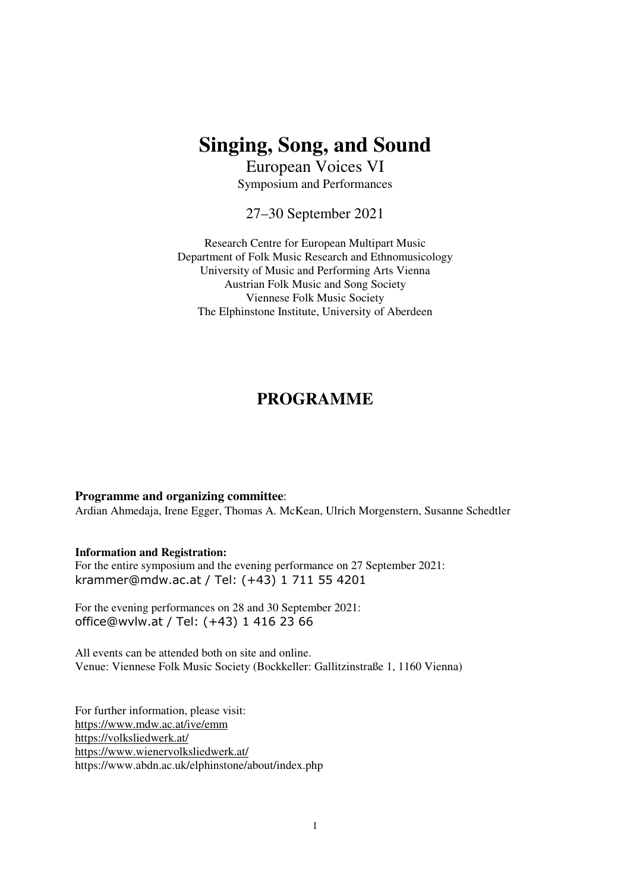# Singing, Song, and Sound

European Voices VI

Symposium and Performances

27–30 September 2021

Research Centre for European Multipart Music
Department of Folk Music Research and Ethnomusicology
University of Music and Performing Arts Vienna
Austrian Folk Music and Song Society
Viennese Folk Music Society
The Elphinstone Institute, University of Aberdeen

## PROGRAMME

**Programme and organizing committee**:
Ardian Ahmedaja, Irene Egger, Thomas A. McKean, Ulrich Morgenstern, Susanne Schedtler

**Information and Registration:**
For the entire symposium and the evening performance on 27 September 2021:
krammer@mdw.ac.at / Tel: (+43) 1 711 55 4201

For the evening performances on 28 and 30 September 2021:
office@wvlw.at / Tel: (+43) 1 416 23 66

All events can be attended both on site and online.
Venue: Viennese Folk Music Society (Bockkeller: Gallitzinstraße 1, 1160 Vienna)

For further information, please visit:
https://www.mdw.ac.at/ive/emm
https://volksliedwerk.at/
https://www.wienervolksliedwerk.at/
https://www.abdn.ac.uk/elphinstone/about/index.php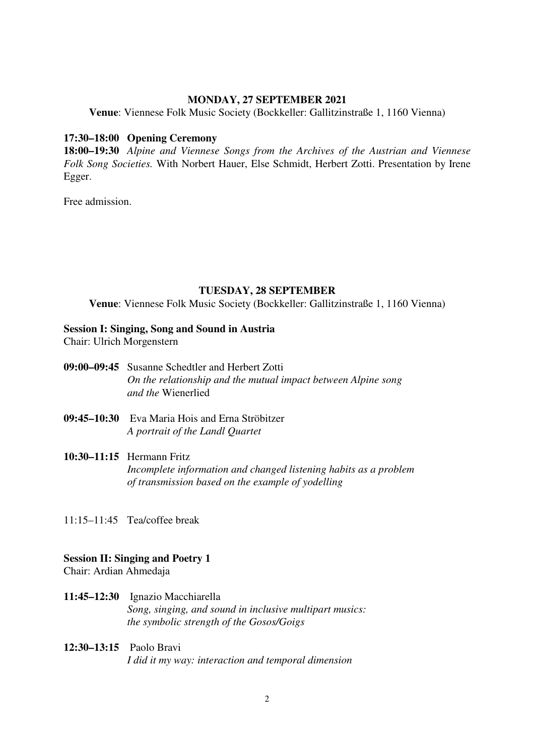**MONDAY, 27 SEPTEMBER 2021**

**Venue**: Viennese Folk Music Society (Bockkeller: Gallitzinstraße 1, 1160 Vienna)

**17:30–18:00 Opening Ceremony**

**18:00–19:30** *Alpine and Viennese Songs from the Archives of the Austrian and Viennese Folk Song Societies.* With Norbert Hauer, Else Schmidt, Herbert Zotti. Presentation by Irene Egger.

Free admission.

**TUESDAY, 28 SEPTEMBER**

**Venue**: Viennese Folk Music Society (Bockkeller: Gallitzinstraße 1, 1160 Vienna)

**Session I: Singing, Song and Sound in Austria**

Chair: Ulrich Morgenstern

**09:00–09:45** Susanne Schedtler and Herbert Zotti
*On the relationship and the mutual impact between Alpine song and the* Wienerlied

**09:45–10:30** Eva Maria Hois and Erna Ströbitzer
*A portrait of the Landl Quartet*

**10:30–11:15** Hermann Fritz
*Incomplete information and changed listening habits as a problem of transmission based on the example of yodelling*

11:15–11:45 Tea/coffee break

**Session II: Singing and Poetry 1**

Chair: Ardian Ahmedaja

**11:45–12:30** Ignazio Macchiarella
*Song, singing, and sound in inclusive multipart musics: the symbolic strength of the Gosos/Goigs*

**12:30–13:15** Paolo Bravi
*I did it my way: interaction and temporal dimension*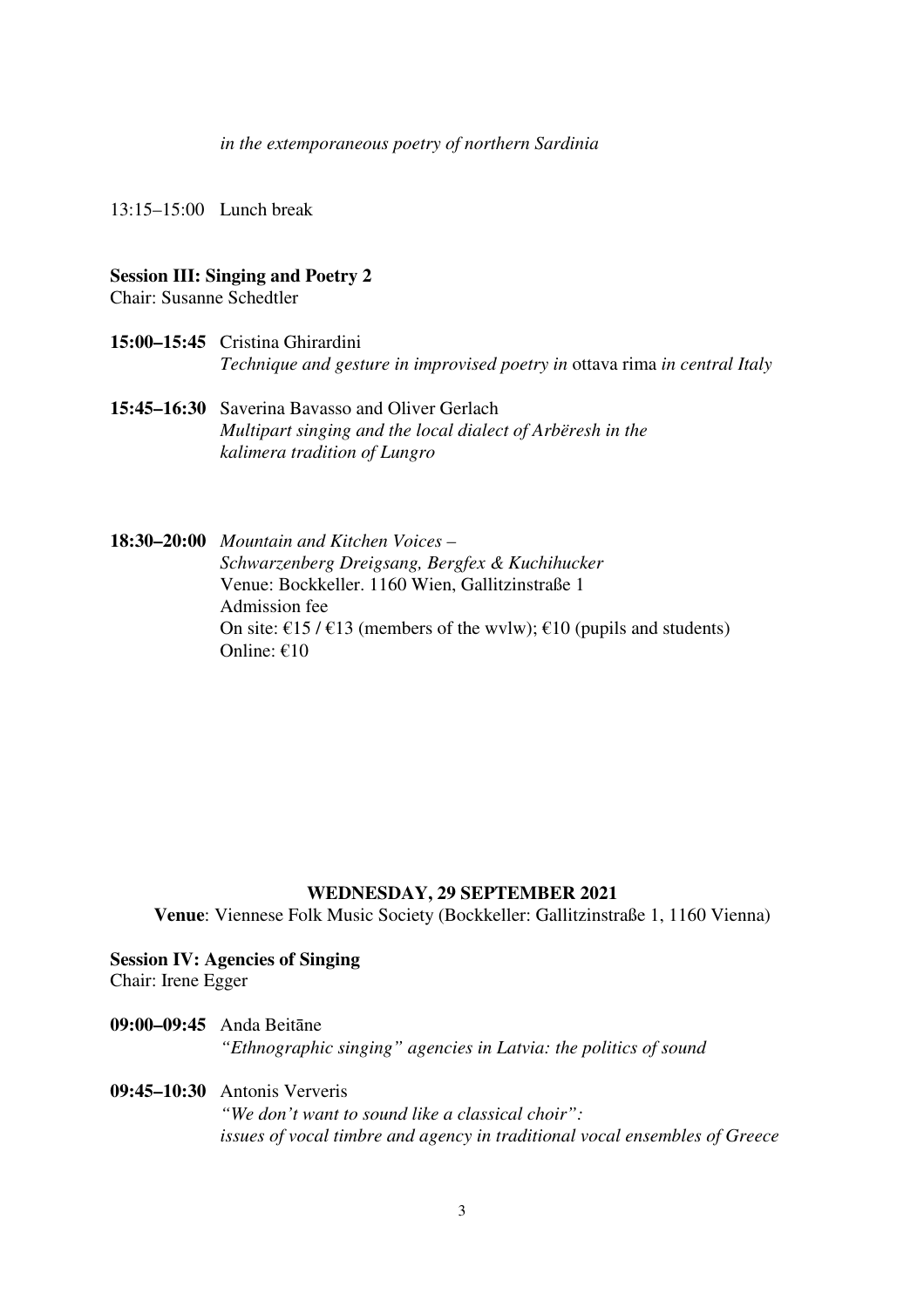*in the extemporaneous poetry of northern Sardinia*

13:15–15:00 Lunch break

**Session III: Singing and Poetry 2**
Chair: Susanne Schedtler

**15:00–15:45** Cristina Ghirardini
*Technique and gesture in improvised poetry in* ottava rima *in central Italy*

**15:45–16:30** Saverina Bavasso and Oliver Gerlach
*Multipart singing and the local dialect of Arbëresh in the kalimera tradition of Lungro*

**18:30–20:00** *Mountain and Kitchen Voices – Schwarzenberg Dreigsang, Bergfex & Kuchihucker*
Venue: Bockkeller. 1160 Wien, Gallitzinstraße 1
Admission fee
On site: €15 / €13 (members of the wvlw); €10 (pupils and students)
Online: €10

## WEDNESDAY, 29 SEPTEMBER 2021

**Venue**: Viennese Folk Music Society (Bockkeller: Gallitzinstraße 1, 1160 Vienna)

**Session IV: Agencies of Singing**
Chair: Irene Egger

**09:00–09:45** Anda Beitāne
*"Ethnographic singing" agencies in Latvia: the politics of sound*

**09:45–10:30** Antonis Ververis
*"We don't want to sound like a classical choir": issues of vocal timbre and agency in traditional vocal ensembles of Greece*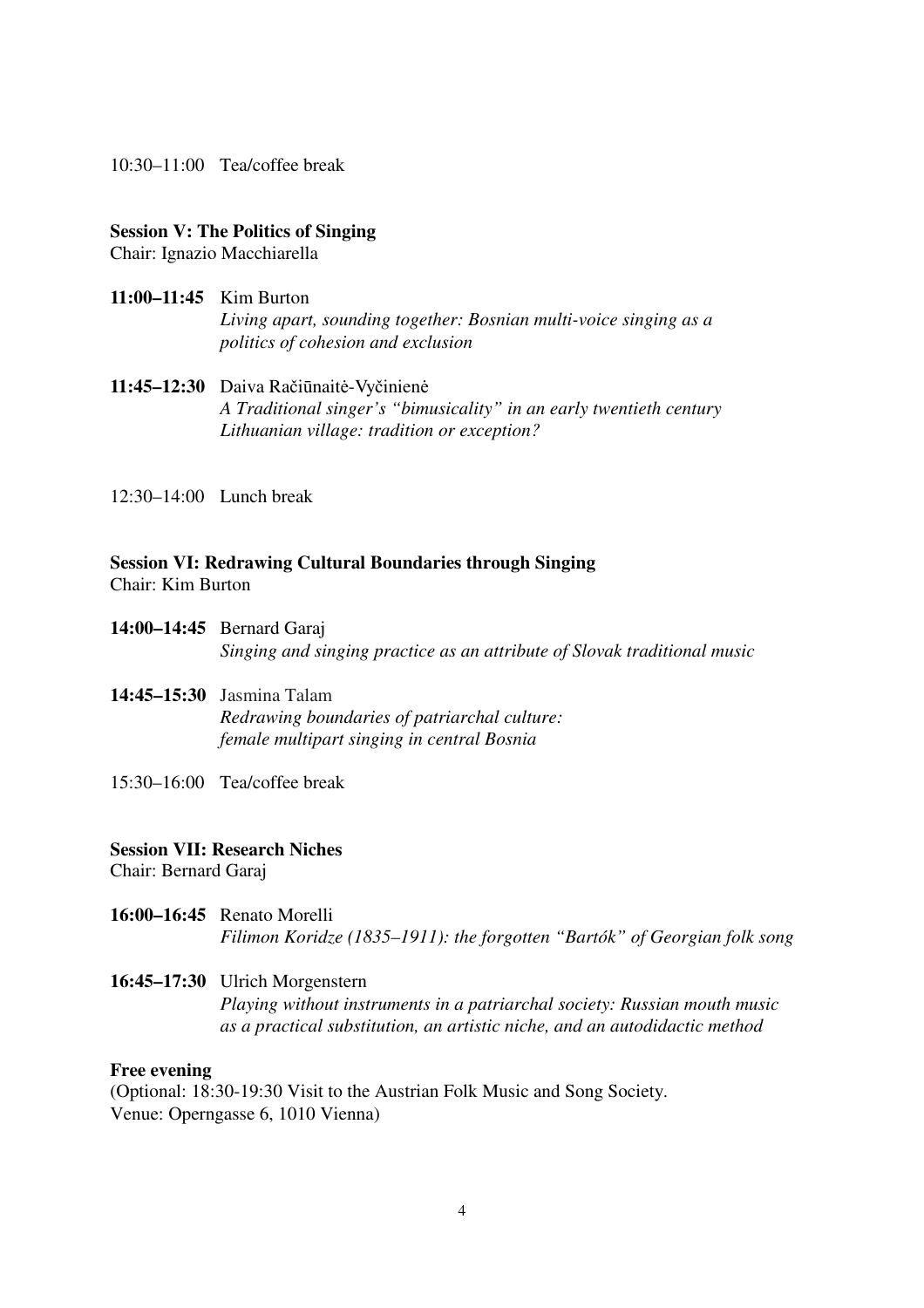10:30–11:00 Tea/coffee break

**Session V: The Politics of Singing**
Chair: Ignazio Macchiarella

**11:00–11:45** Kim Burton
*Living apart, sounding together: Bosnian multi-voice singing as a politics of cohesion and exclusion*

**11:45–12:30** Daiva Račiūnaitė-Vyčinienė
*A Traditional singer's "bimusicality" in an early twentieth century Lithuanian village: tradition or exception?*

12:30–14:00 Lunch break

**Session VI: Redrawing Cultural Boundaries through Singing**
Chair: Kim Burton

**14:00–14:45** Bernard Garaj
*Singing and singing practice as an attribute of Slovak traditional music*

**14:45–15:30** Jasmina Talam
*Redrawing boundaries of patriarchal culture: female multipart singing in central Bosnia*

15:30–16:00 Tea/coffee break

**Session VII: Research Niches**
Chair: Bernard Garaj

**16:00–16:45** Renato Morelli
*Filimon Koridze (1835–1911): the forgotten "Bartók" of Georgian folk song*

**16:45–17:30** Ulrich Morgenstern
*Playing without instruments in a patriarchal society: Russian mouth music as a practical substitution, an artistic niche, and an autodidactic method*

**Free evening**
(Optional: 18:30-19:30 Visit to the Austrian Folk Music and Song Society. Venue: Operngasse 6, 1010 Vienna)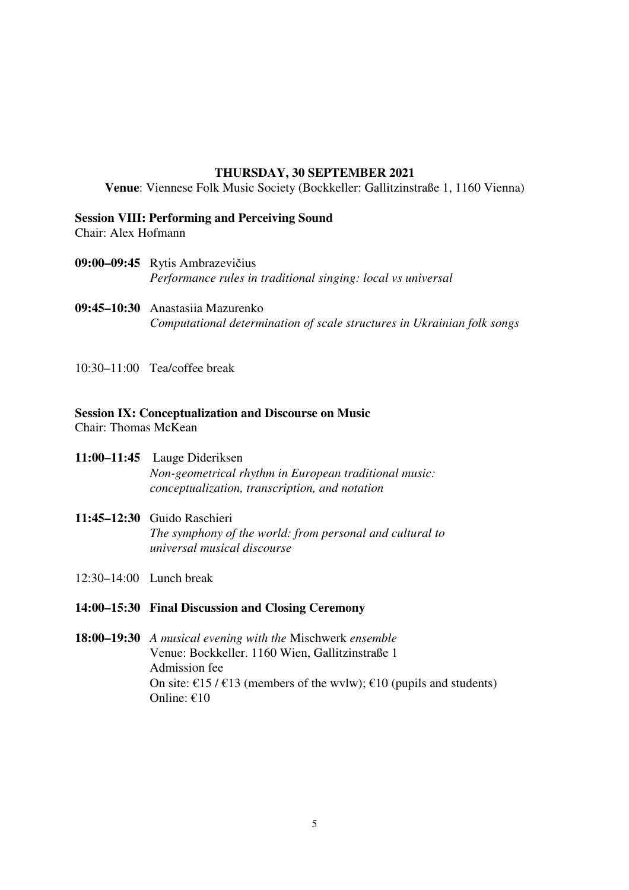**THURSDAY, 30 SEPTEMBER 2021**

**Venue**: Viennese Folk Music Society (Bockkeller: Gallitzinstraße 1, 1160 Vienna)

**Session VIII: Performing and Perceiving Sound**
Chair: Alex Hofmann

**09:00–09:45** Rytis Ambrazevičius
*Performance rules in traditional singing: local vs universal*

**09:45–10:30** Anastasiia Mazurenko
*Computational determination of scale structures in Ukrainian folk songs*

10:30–11:00 Tea/coffee break

**Session IX: Conceptualization and Discourse on Music**
Chair: Thomas McKean

**11:00–11:45** Lauge Dideriksen
*Non-geometrical rhythm in European traditional music: conceptualization, transcription, and notation*

**11:45–12:30** Guido Raschieri
*The symphony of the world: from personal and cultural to universal musical discourse*

12:30–14:00 Lunch break

**14:00–15:30 Final Discussion and Closing Ceremony**

**18:00–19:30** *A musical evening with the* Mischwerk *ensemble*
Venue: Bockkeller. 1160 Wien, Gallitzinstraße 1
Admission fee
On site: €15 / €13 (members of the wvlw); €10 (pupils and students)
Online: €10